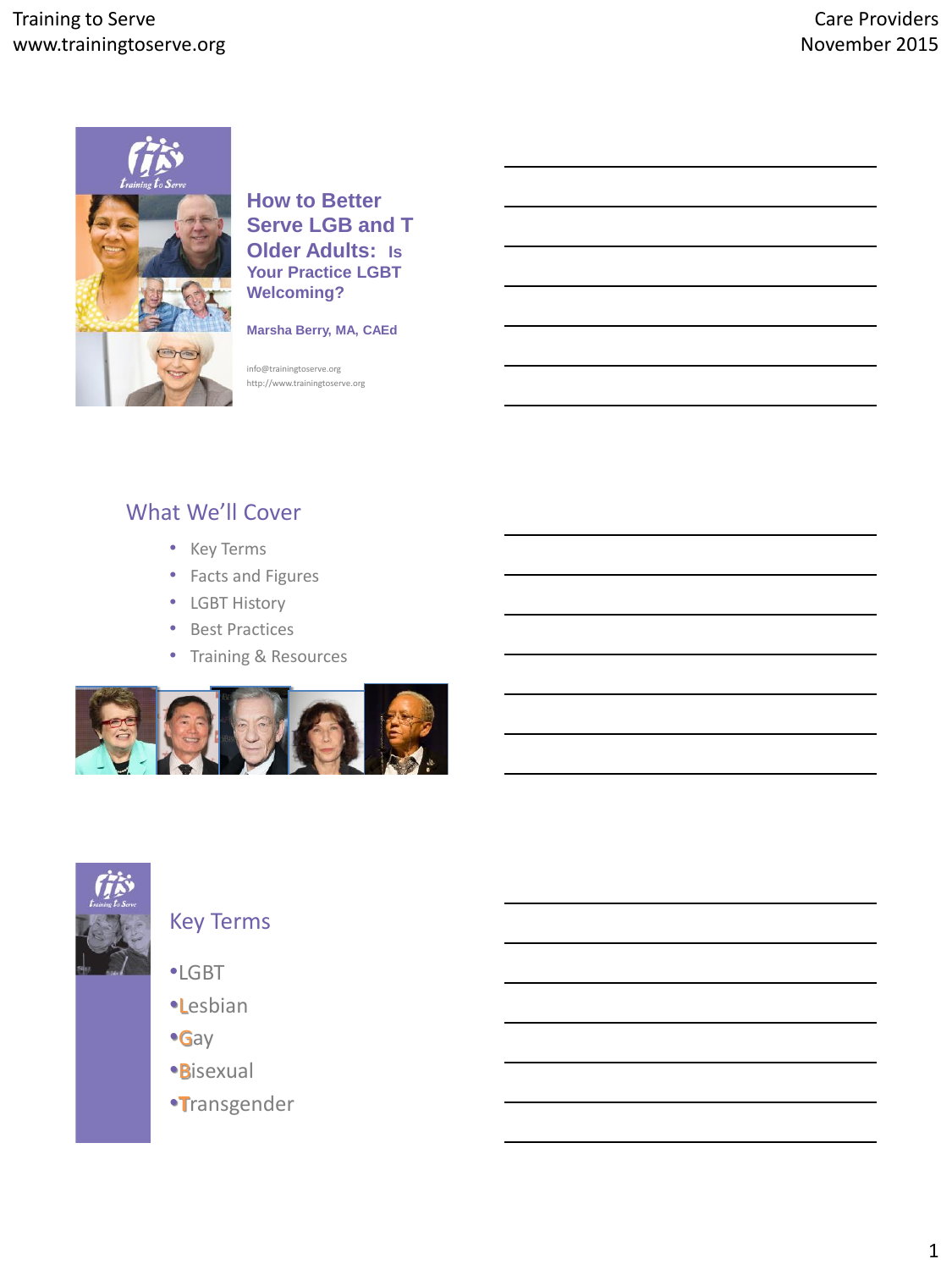# How to Better Serve LGB and T Older Adults: Is Your Practice LGBT Welcoming?

**Marsha Berry, MA, CAEd**

info@trainingtoserve.org
http://www.trainingtoserve.org

## What We'll Cover

- Key Terms
- Facts and Figures
- LGBT History
- Best Practices
- Training & Resources

## Key Terms

- LGBT
- Lesbian
- Gay
- Bisexual
- Transgender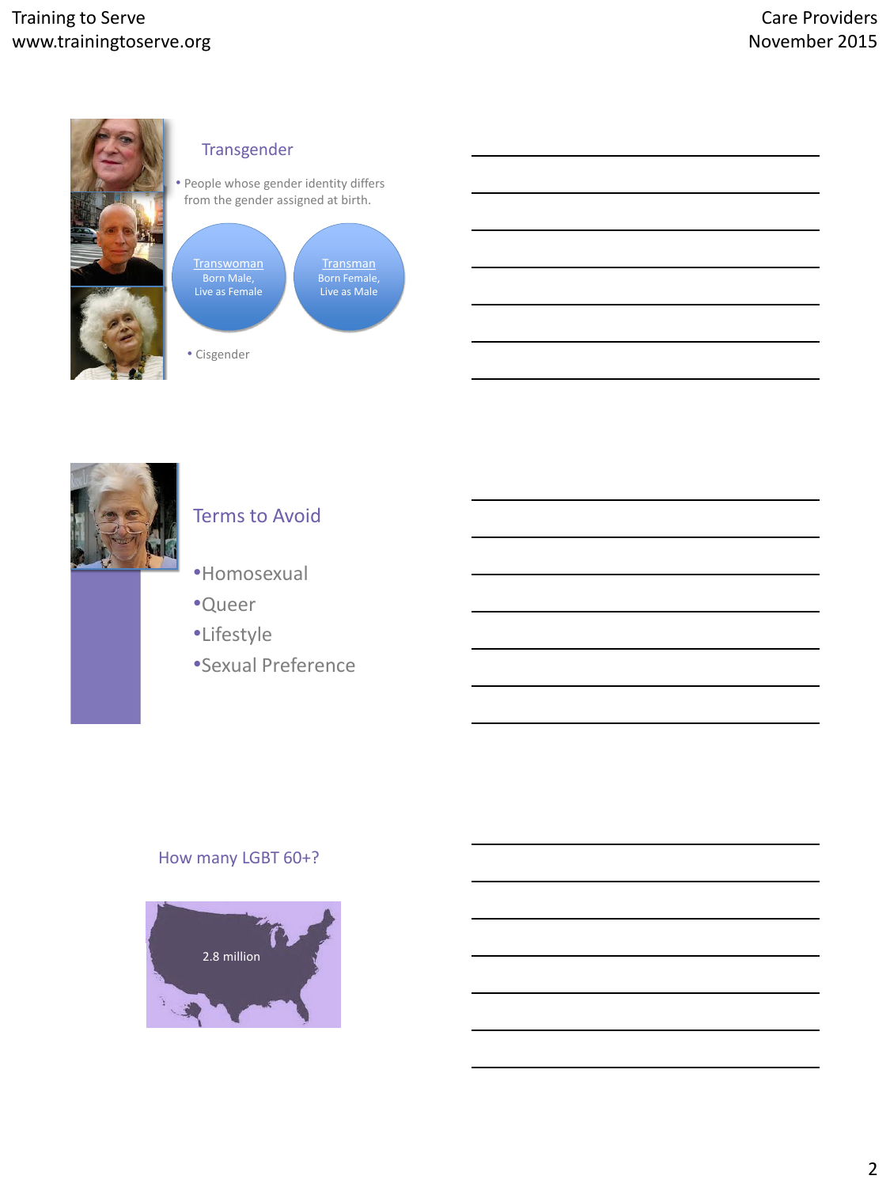## Transgender

- People whose gender identity differs from the gender assigned at birth.

Transwoman
Born Male,
Live as Female

Transman
Born Female,
Live as Male

- Cisgender

## Terms to Avoid

- Homosexual
- Queer
- Lifestyle
- Sexual Preference

## How many LGBT 60+?

2.8 million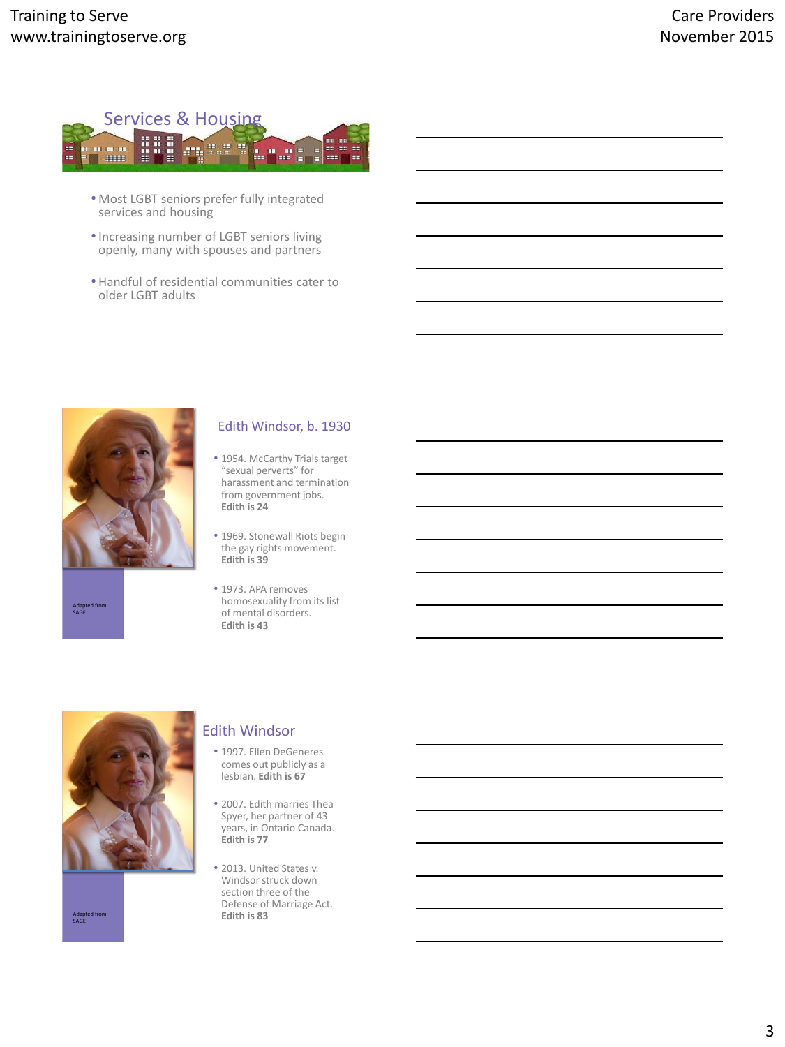## Services & Housing

- Most LGBT seniors prefer fully integrated services and housing
- Increasing number of LGBT seniors living openly, many with spouses and partners
- Handful of residential communities cater to older LGBT adults

Adapted from SAGE

## Edith Windsor, b. 1930

- 1954. McCarthy Trials target "sexual perverts" for harassment and termination from government jobs. **Edith is 24**
- 1969. Stonewall Riots begin the gay rights movement. **Edith is 39**
- 1973. APA removes homosexuality from its list of mental disorders. **Edith is 43**

Adapted from SAGE

## Edith Windsor

- 1997. Ellen DeGeneres comes out publicly as a lesbian. **Edith is 67**
- 2007. Edith marries Thea Spyer, her partner of 43 years, in Ontario Canada. **Edith is 77**
- 2013. United States v. Windsor struck down section three of the Defense of Marriage Act. **Edith is 83**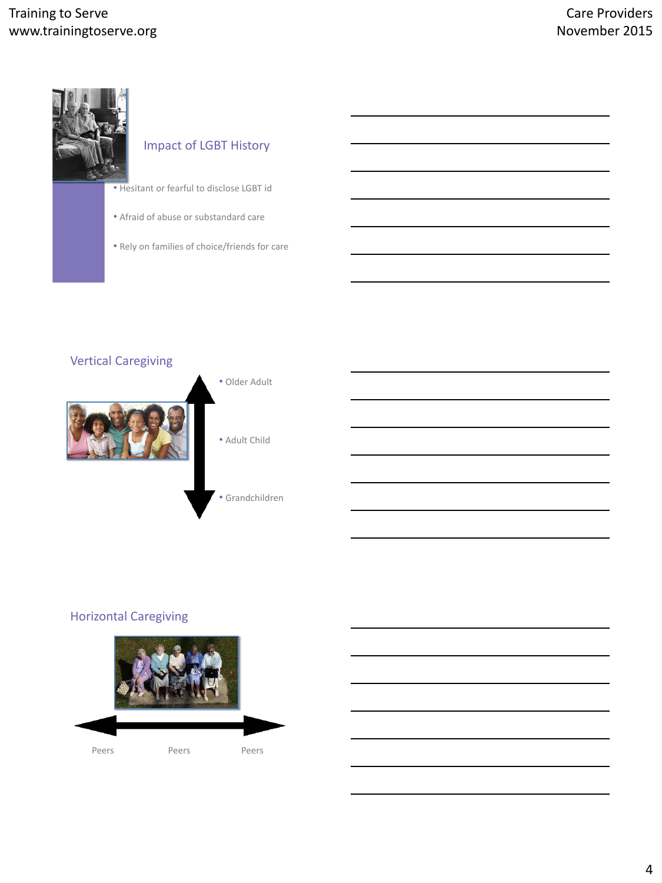## Impact of LGBT History

- Hesitant or fearful to disclose LGBT id
- Afraid of abuse or substandard care
- Rely on families of choice/friends for care

## Vertical Caregiving

- Older Adult
- Adult Child
- Grandchildren

## Horizontal Caregiving

Peers Peers Peers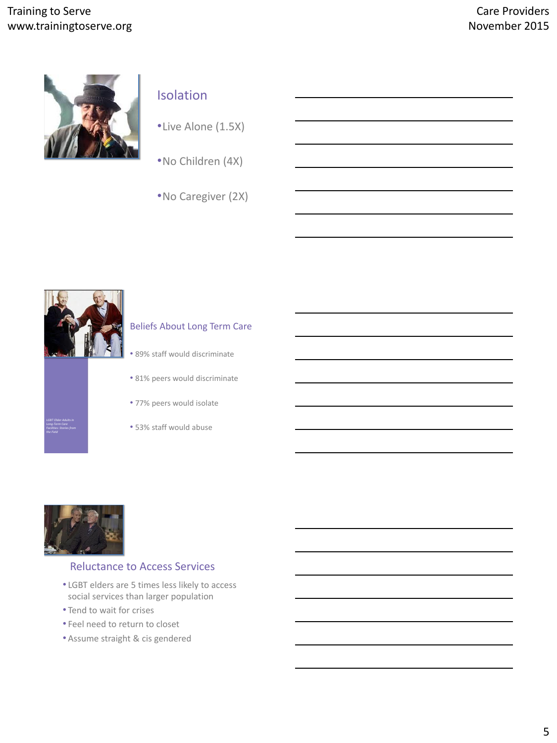## Isolation

- Live Alone (1.5X)
- No Children (4X)
- No Caregiver (2X)

## Beliefs About Long Term Care

*LGBT Older Adults in Long-Term Care Facilities: Stories from the Field*

- 89% staff would discriminate
- 81% peers would discriminate
- 77% peers would isolate
- 53% staff would abuse

## Reluctance to Access Services

- LGBT elders are 5 times less likely to access social services than larger population
- Tend to wait for crises
- Feel need to return to closet
- Assume straight & cis gendered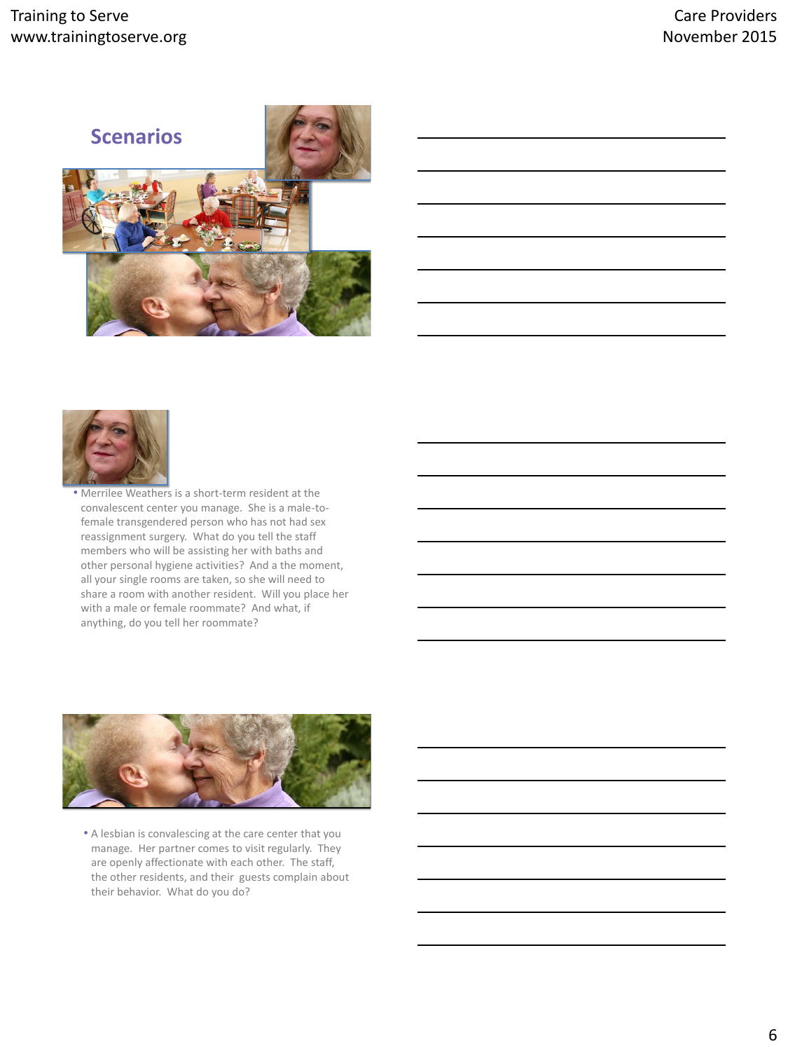## Scenarios

- Merrilee Weathers is a short-term resident at the convalescent center you manage. She is a male-to-female transgendered person who has not had sex reassignment surgery. What do you tell the staff members who will be assisting her with baths and other personal hygiene activities? And a the moment, all your single rooms are taken, so she will need to share a room with another resident. Will you place her with a male or female roommate? And what, if anything, do you tell her roommate?

- A lesbian is convalescing at the care center that you manage. Her partner comes to visit regularly. They are openly affectionate with each other. The staff, the other residents, and their guests complain about their behavior. What do you do?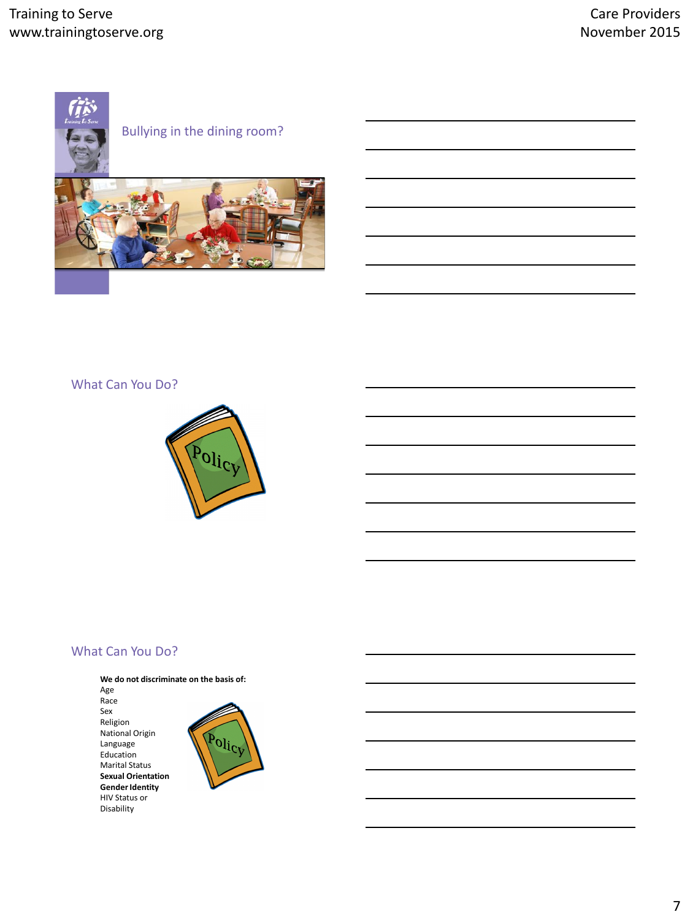## Bullying in the dining room?

## What Can You Do?

Policy

## What Can You Do?

**We do not discriminate on the basis of:**

Age
Race
Sex
Religion
National Origin
Language
Education
Marital Status
**Sexual Orientation**
**Gender Identity**
HIV Status or
Disability

Policy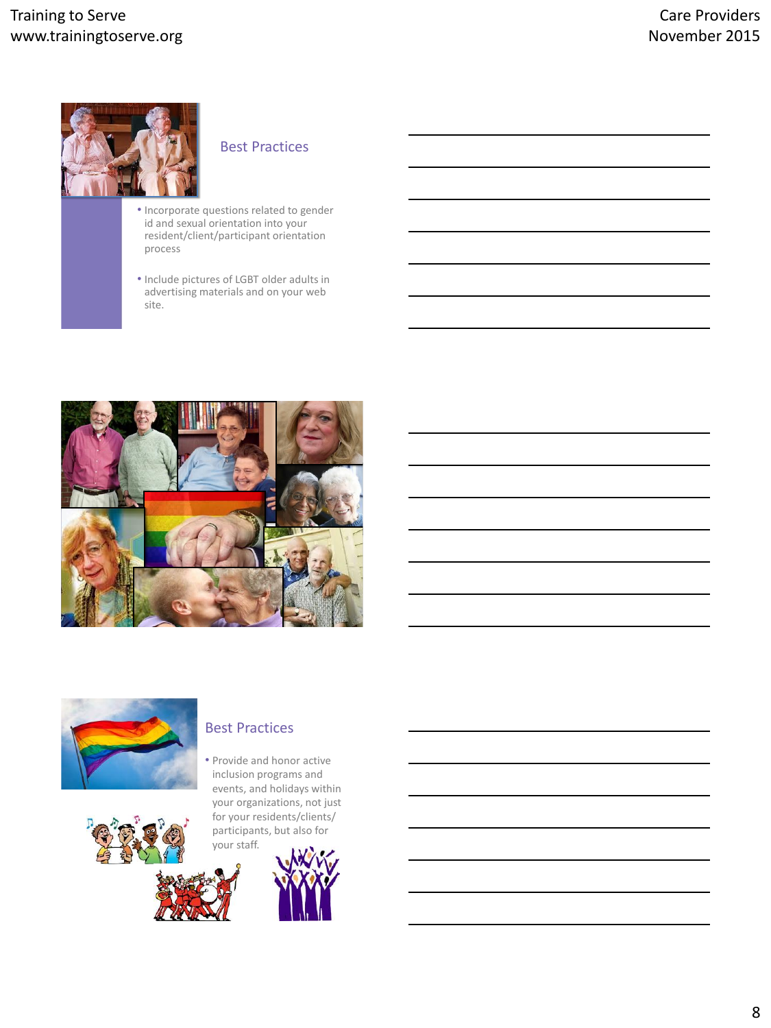## Best Practices

- Incorporate questions related to gender id and sexual orientation into your resident/client/participant orientation process
- Include pictures of LGBT older adults in advertising materials and on your web site.

## Best Practices

- Provide and honor active inclusion programs and events, and holidays within your organizations, not just for your residents/clients/participants, but also for your staff.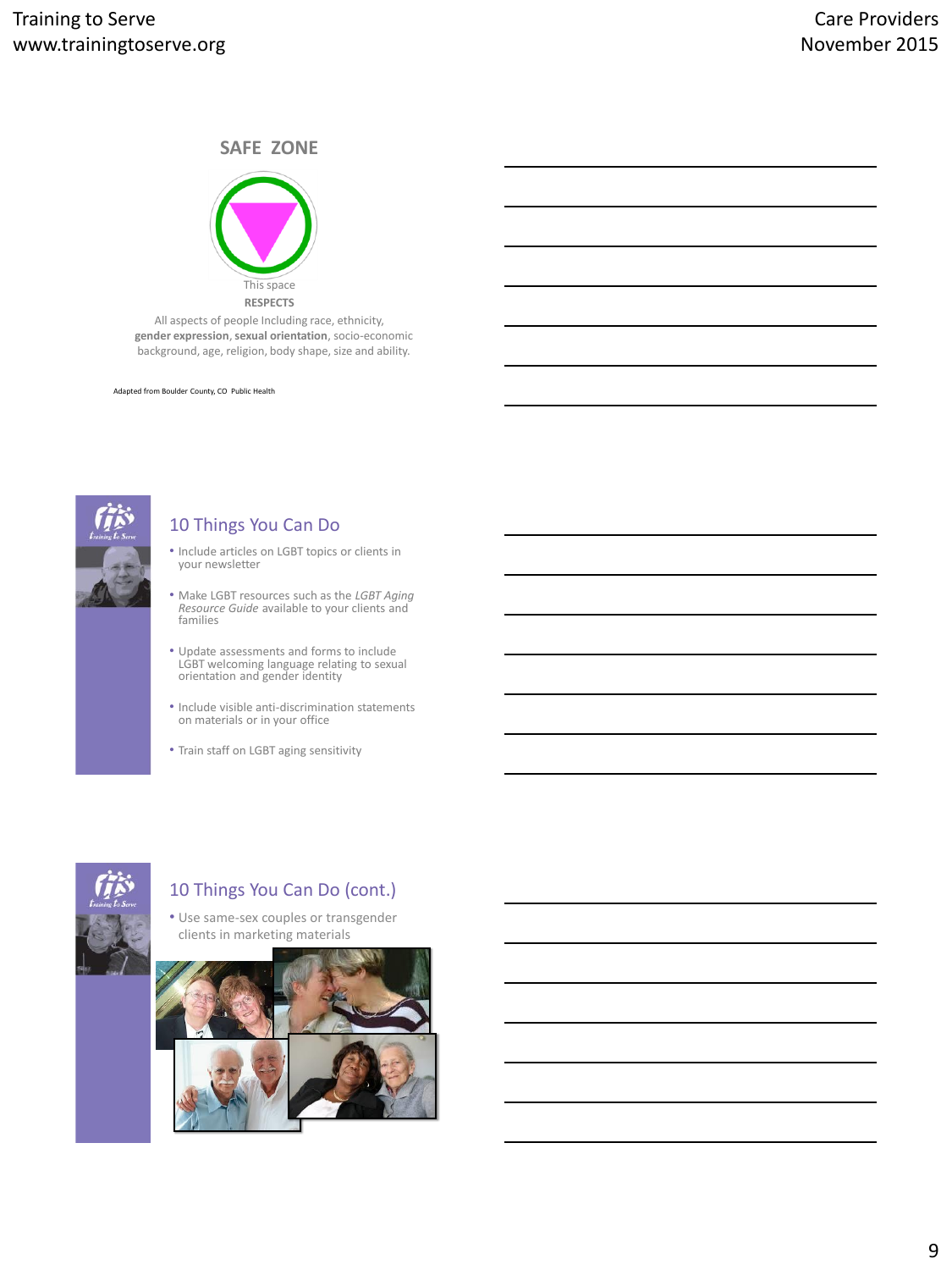## SAFE ZONE

This space

**RESPECTS**

All aspects of people Including race, ethnicity, **gender expression**, **sexual orientation**, socio-economic background, age, religion, body shape, size and ability.

Adapted from Boulder County, CO Public Health

## 10 Things You Can Do

- Include articles on LGBT topics or clients in your newsletter
- Make LGBT resources such as the *LGBT Aging Resource Guide* available to your clients and families
- Update assessments and forms to include LGBT welcoming language relating to sexual orientation and gender identity
- Include visible anti-discrimination statements on materials or in your office
- Train staff on LGBT aging sensitivity

## 10 Things You Can Do (cont.)

- Use same-sex couples or transgender clients in marketing materials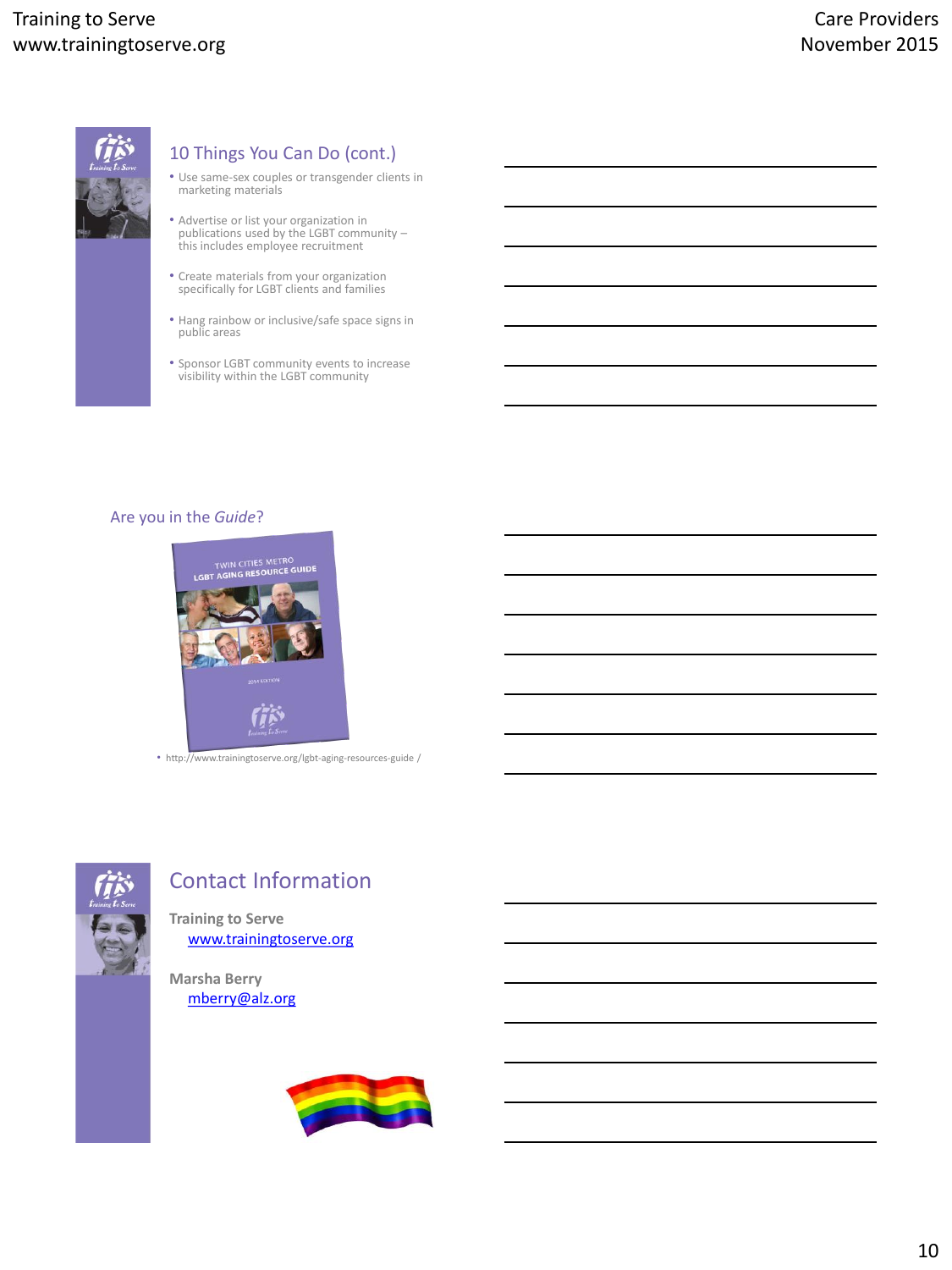## 10 Things You Can Do (cont.)

- Use same-sex couples or transgender clients in marketing materials
- Advertise or list your organization in publications used by the LGBT community – this includes employee recruitment
- Create materials from your organization specifically for LGBT clients and families
- Hang rainbow or inclusive/safe space signs in public areas
- Sponsor LGBT community events to increase visibility within the LGBT community

## Are you in the *Guide*?

TWIN CITIES METRO LGBT AGING RESOURCE GUIDE

2014 EDITION

- http://www.trainingtoserve.org/lgbt-aging-resources-guide /

## Contact Information

**Training to Serve**
www.trainingtoserve.org

**Marsha Berry**
mberry@alz.org